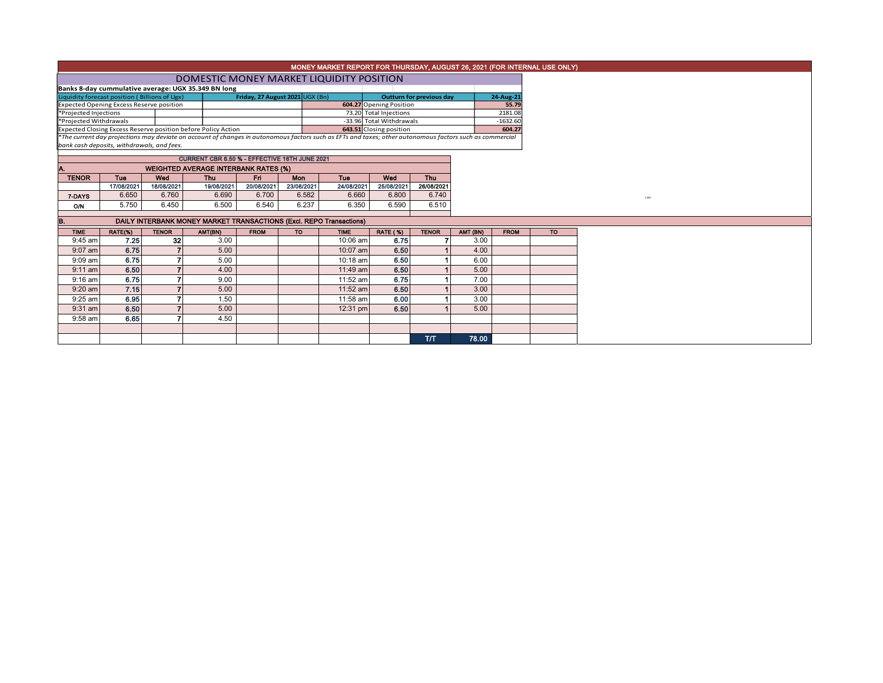# MONEY MARKET REPORT FOR THURSDAY, AUGUST 26, 2021 (FOR INTERNAL USE ONLY)

## DOMESTIC MONEY MARKET LIQUIDITY POSITION

**Banks 8-day cummulative average: UGX 35.349 BN long**

| Liquidity forecast position ( Billions of Ugx) | Friday, 27 August 2021 UGX (Bn) | Outturn for previous day | 24-Aug-21 |
|---|---|---|---|
| Expected Opening Excess Reserve position | 604.27 | Opening Position | 55.79 |
| *Projected Injections | 73.20 | Total Injections | 2181.08 |
| *Projected Withdrawals | -33.96 | Total Withdrawals | -1632.60 |
| Expected Closing Excess Reserve position before Policy Action | 643.51 | Closing position | 604.27 |

*The current day projections may deviate on account of changes in autonomous factors such as EFTs and taxes; other autonomous factors such as commercial bank cash deposits, withdrawals, and fees.*

CURRENT CBR 6.50 % - EFFECTIVE 16TH JUNE 2021

### A. WEIGHTED AVERAGE INTERBANK RATES (%)

| TENOR | Tue | Wed | Thu | Fri | Mon | Tue | Wed | Thu |
|---|---|---|---|---|---|---|---|---|
| | 17/08/2021 | 18/08/2021 | 19/08/2021 | 20/08/2021 | 23/08/2021 | 24/08/2021 | 25/08/2021 | 26/08/2021 |
| 7-DAYS | 6.650 | 6.760 | 6.690 | 6.700 | 6.582 | 6.660 | 6.800 | 6.740 |
| O/N | 5.750 | 6.450 | 6.500 | 6.540 | 6.237 | 6.350 | 6.590 | 6.510 |

### B. DAILY INTERBANK MONEY MARKET TRANSACTIONS (Excl. REPO Transactions)

| TIME | RATE(%) | TENOR | AMT(BN) | FROM | TO | TIME | RATE (%) | TENOR | AMT (BN) | FROM | TO |
|---|---|---|---|---|---|---|---|---|---|---|---|
| 9:45 am | 7.25 | 32 | 3.00 | | | 10:06 am | 6.75 | 7 | 3.00 | | |
| 9:07 am | 6.75 | 7 | 5.00 | | | 10:07 am | 6.50 | 1 | 4.00 | | |
| 9:09 am | 6.75 | 7 | 5.00 | | | 10:18 am | 6.50 | 1 | 6.00 | | |
| 9:11 am | 6.50 | 7 | 4.00 | | | 11:49 am | 6.50 | 1 | 5.00 | | |
| 9:16 am | 6.75 | 7 | 9.00 | | | 11:52 am | 6.75 | 1 | 7.00 | | |
| 9:20 am | 7.15 | 7 | 5.00 | | | 11:52 am | 6.50 | 1 | 3.00 | | |
| 9:25 am | 6.95 | 7 | 1.50 | | | 11:58 am | 6.00 | 1 | 3.00 | | |
| 9:31 am | 6.50 | 7 | 5.00 | | | 12:31 pm | 6.50 | 1 | 5.00 | | |
| 9:58 am | 6.65 | 7 | 4.50 | | | | | | | | |
| | | | | | | | | T/T | 78.00 | | |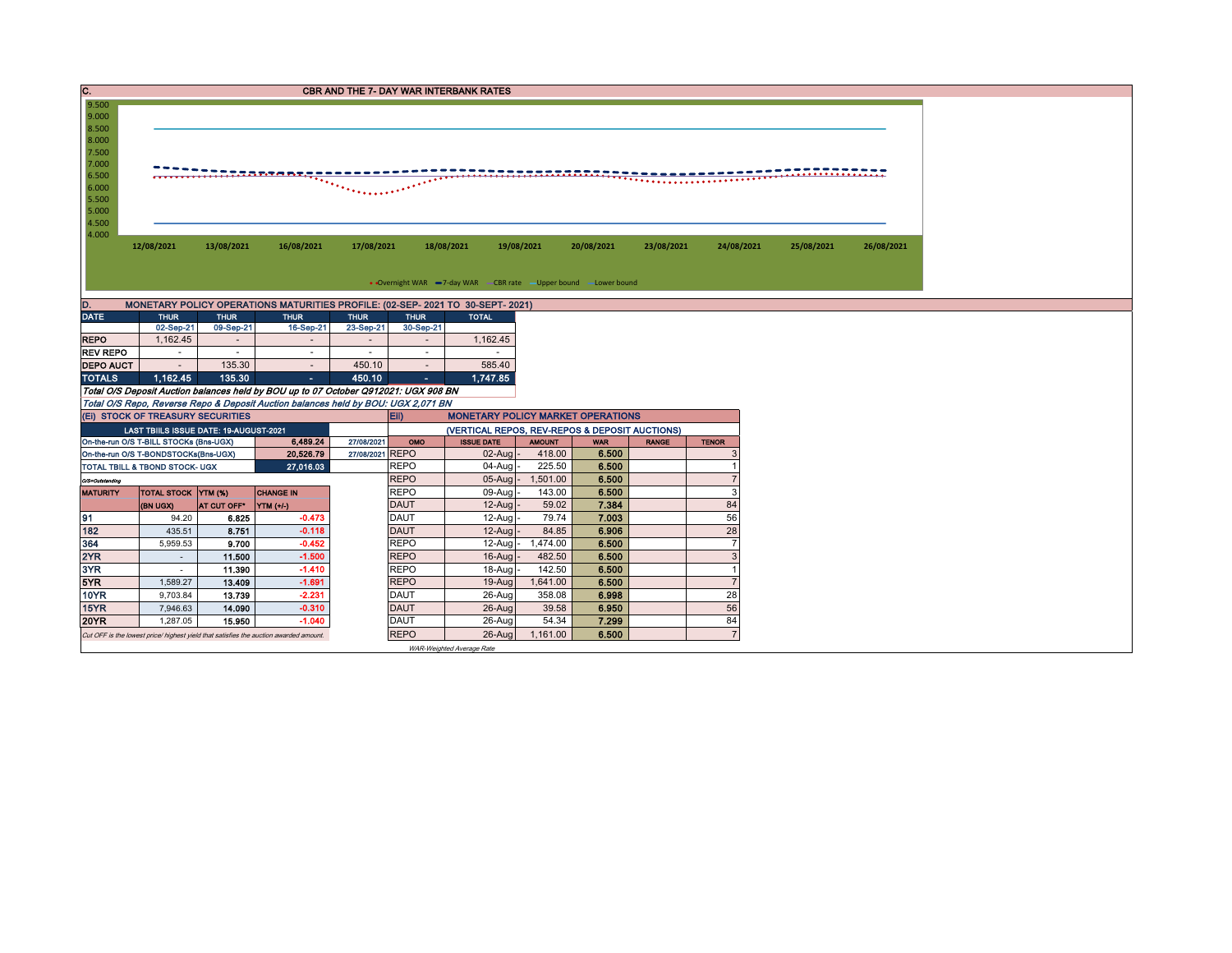## C. CBR AND THE 7- DAY WAR INTERBANK RATES

9.500
9.000
8.500
8.000
7.500
7.000
6.500
6.000
5.500
5.000
4.500
4.000

12/08/2021 13/08/2021 16/08/2021 17/08/2021 18/08/2021 19/08/2021 20/08/2021 23/08/2021 24/08/2021 25/08/2021 26/08/2021

Overnight WAR   7-day WAR   CBR rate   Upper bound   Lower bound

## D. MONETARY POLICY OPERATIONS MATURITIES PROFILE: (02-SEP- 2021 TO 30-SEPT- 2021)

| DATE | THUR | THUR | THUR | THUR | THUR | TOTAL |
|---|---|---|---|---|---|---|
| | 02-Sep-21 | 09-Sep-21 | 16-Sep-21 | 23-Sep-21 | 30-Sep-21 | |
| REPO | 1,162.45 | - | - | - | - | 1,162.45 |
| REV REPO | - | - | - | - | - | - |
| DEPO AUCT | - | 135.30 | - | 450.10 | - | 585.40 |
| TOTALS | 1,162.45 | 135.30 | - | 450.10 | - | 1,747.85 |

*Total O/S Deposit Auction balances held by BOU up to 07 October Q912021: UGX 908 BN*

*Total O/S Repo, Reverse Repo & Deposit Auction balances held by BOU: UGX 2,071 BN*

## (Ei) STOCK OF TREASURY SECURITIES

| LAST TBIILS ISSUE DATE: 19-AUGUST-2021 | | |
|---|---|---|
| On-the-run O/S T-BILL STOCKs (Bns-UGX) | 6,489.24 | 27/08/2021 |
| On-the-run O/S T-BONDSTOCKs(Bns-UGX) | 20,526.79 | 27/08/2021 |
| TOTAL TBILL & TBOND STOCK- UGX | 27,016.03 | |

*O/S=Outstanding*

| MATURITY | TOTAL STOCK (BN UGX) | YTM (%) AT CUT OFF* | CHANGE IN YTM (+/-) |
|---|---|---|---|
| 91 | 94.20 | 6.825 | -0.473 |
| 182 | 435.51 | 8.751 | -0.118 |
| 364 | 5,959.53 | 9.700 | -0.452 |
| 2YR | - | 11.500 | -1.500 |
| 3YR | - | 11.390 | -1.410 |
| 5YR | 1,589.27 | 13.409 | -1.691 |
| 10YR | 9,703.84 | 13.739 | -2.231 |
| 15YR | 7,946.63 | 14.090 | -0.310 |
| 20YR | 1,287.05 | 15.950 | -1.040 |

*Cut OFF is the lowest price/ highest yield that satisfies the auction awarded amount.*

## Eii) MONETARY POLICY MARKET OPERATIONS

(VERTICAL REPOS, REV-REPOS & DEPOSIT AUCTIONS)

| OMO | ISSUE DATE | AMOUNT | WAR | RANGE | TENOR |
|---|---|---|---|---|---|
| REPO | 02-Aug | 418.00 | 6.500 | | 3 |
| REPO | 04-Aug | 225.50 | 6.500 | | 1 |
| REPO | 05-Aug | 1,501.00 | 6.500 | | 7 |
| REPO | 09-Aug | 143.00 | 6.500 | | 3 |
| DAUT | 12-Aug | 59.02 | 7.384 | | 84 |
| DAUT | 12-Aug | 79.74 | 7.003 | | 56 |
| DAUT | 12-Aug | 84.85 | 6.906 | | 28 |
| REPO | 12-Aug | 1,474.00 | 6.500 | | 7 |
| REPO | 16-Aug | 482.50 | 6.500 | | 3 |
| REPO | 18-Aug | 142.50 | 6.500 | | 1 |
| REPO | 19-Aug | 1,641.00 | 6.500 | | 7 |
| DAUT | 26-Aug | 358.08 | 6.998 | | 28 |
| DAUT | 26-Aug | 39.58 | 6.950 | | 56 |
| DAUT | 26-Aug | 54.34 | 7.299 | | 84 |
| REPO | 26-Aug | 1,161.00 | 6.500 | | 7 |

*WAR-Weighted Average Rate*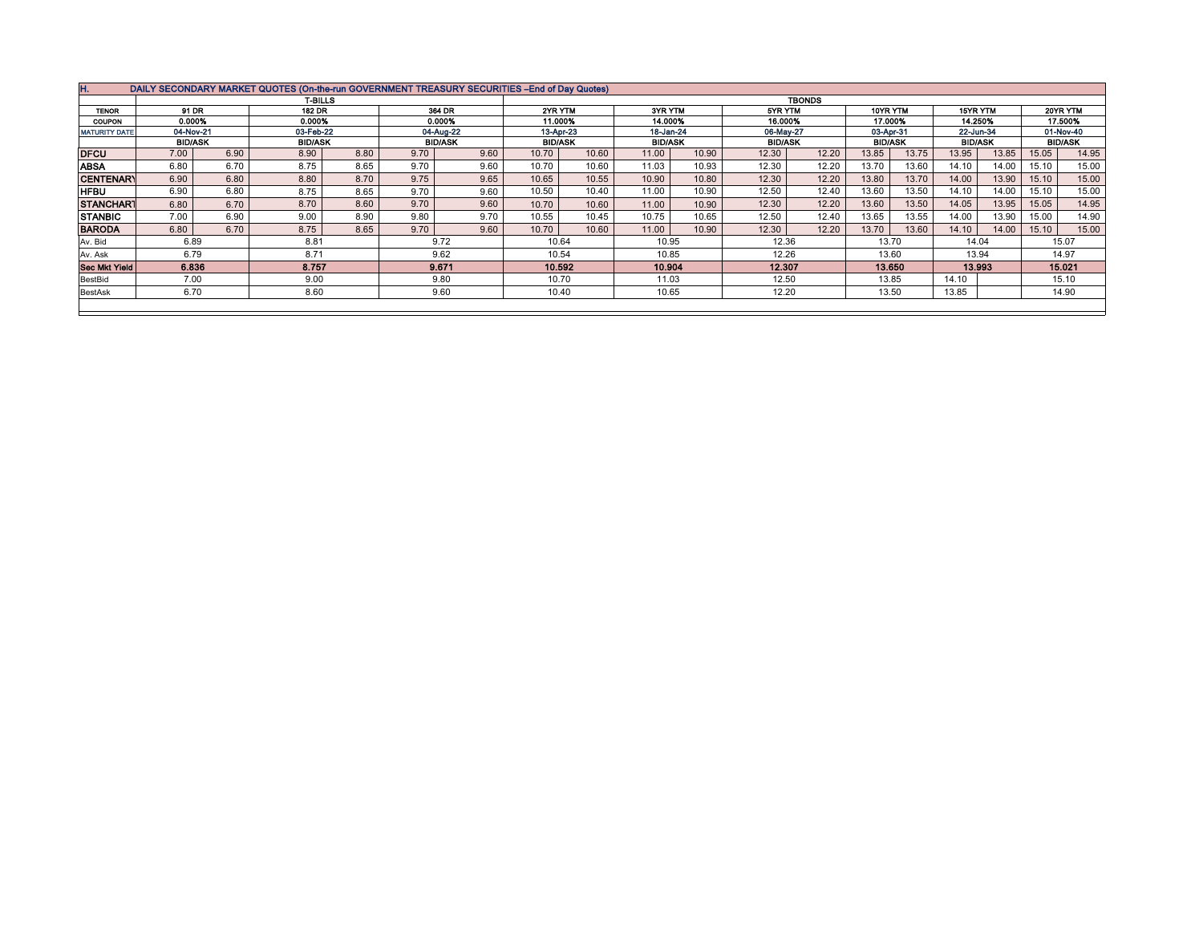## H. DAILY SECONDARY MARKET QUOTES (On-the-run GOVERNMENT TREASURY SECURITIES –End of Day Quotes)

| | T-BILLS | | | | | | TBONDS | | | | | | | | | | | |
|---|---|---|---|---|---|---|---|---|---|---|---|---|---|---|---|---|---|---|
| **TENOR** | **91 DR** | | **182 DR** | | **364 DR** | | **2YR YTM** | | **3YR YTM** | | **5YR YTM** | | **10YR YTM** | | **15YR YTM** | | **20YR YTM** | |
| **COUPON** | **0.000%** | | **0.000%** | | **0.000%** | | **11.000%** | | **14.000%** | | **16.000%** | | **17.000%** | | **14.250%** | | **17.500%** | |
| **MATURITY DATE** | **04-Nov-21** | | **03-Feb-22** | | **04-Aug-22** | | **13-Apr-23** | | **18-Jan-24** | | **06-May-27** | | **03-Apr-31** | | **22-Jun-34** | | **01-Nov-40** | |
| | **BID/ASK** | | **BID/ASK** | | **BID/ASK** | | **BID/ASK** | | **BID/ASK** | | **BID/ASK** | | **BID/ASK** | | **BID/ASK** | | **BID/ASK** | |
| **DFCU** | 7.00 | 6.90 | 8.90 | 8.80 | 9.70 | 9.60 | 10.70 | 10.60 | 11.00 | 10.90 | 12.30 | 12.20 | 13.85 | 13.75 | 13.95 | 13.85 | 15.05 | 14.95 |
| **ABSA** | 6.80 | 6.70 | 8.75 | 8.65 | 9.70 | 9.60 | 10.70 | 10.60 | 11.03 | 10.93 | 12.30 | 12.20 | 13.70 | 13.60 | 14.10 | 14.00 | 15.10 | 15.00 |
| **CENTENARY** | 6.90 | 6.80 | 8.80 | 8.70 | 9.75 | 9.65 | 10.65 | 10.55 | 10.90 | 10.80 | 12.30 | 12.20 | 13.80 | 13.70 | 14.00 | 13.90 | 15.10 | 15.00 |
| **HFBU** | 6.90 | 6.80 | 8.75 | 8.65 | 9.70 | 9.60 | 10.50 | 10.40 | 11.00 | 10.90 | 12.50 | 12.40 | 13.60 | 13.50 | 14.10 | 14.00 | 15.10 | 15.00 |
| **STANCHART** | 6.80 | 6.70 | 8.70 | 8.60 | 9.70 | 9.60 | 10.70 | 10.60 | 11.00 | 10.90 | 12.30 | 12.20 | 13.60 | 13.50 | 14.05 | 13.95 | 15.05 | 14.95 |
| **STANBIC** | 7.00 | 6.90 | 9.00 | 8.90 | 9.80 | 9.70 | 10.55 | 10.45 | 10.75 | 10.65 | 12.50 | 12.40 | 13.65 | 13.55 | 14.00 | 13.90 | 15.00 | 14.90 |
| **BARODA** | 6.80 | 6.70 | 8.75 | 8.65 | 9.70 | 9.60 | 10.70 | 10.60 | 11.00 | 10.90 | 12.30 | 12.20 | 13.70 | 13.60 | 14.10 | 14.00 | 15.10 | 15.00 |
| Av. Bid | 6.89 | | 8.81 | | 9.72 | | 10.64 | | 10.95 | | 12.36 | | 13.70 | | 14.04 | | 15.07 | |
| Av. Ask | 6.79 | | 8.71 | | 9.62 | | 10.54 | | 10.85 | | 12.26 | | 13.60 | | 13.94 | | 14.97 | |
| **Sec Mkt Yield** | **6.836** | | **8.757** | | **9.671** | | **10.592** | | **10.904** | | **12.307** | | **13.650** | | **13.993** | | **15.021** | |
| BestBid | 7.00 | | 9.00 | | 9.80 | | 10.70 | | 11.03 | | 12.50 | | 13.85 | | 14.10 | | 15.10 | |
| BestAsk | 6.70 | | 8.60 | | 9.60 | | 10.40 | | 10.65 | | 12.20 | | 13.50 | | 13.85 | | 14.90 | |